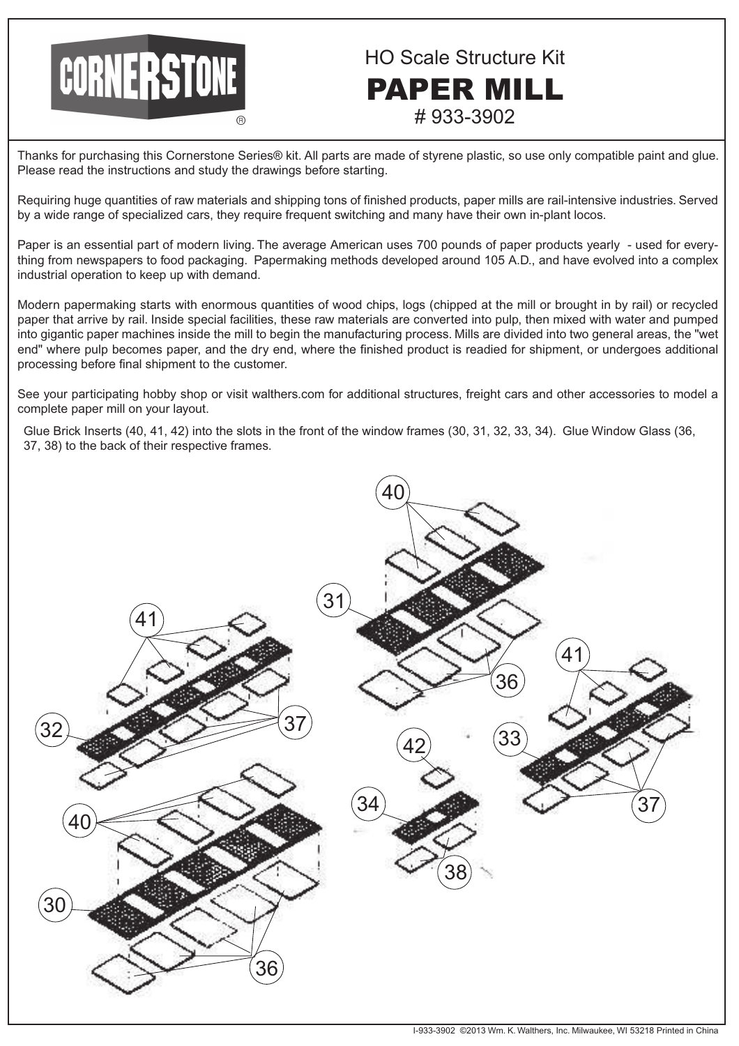# CORNERSTONE®

## HO Scale Structure Kit

# PAPER MILL

### # 933-3902

Thanks for purchasing this Cornerstone Series® kit. All parts are made of styrene plastic, so use only compatible paint and glue. Please read the instructions and study the drawings before starting.

Requiring huge quantities of raw materials and shipping tons of finished products, paper mills are rail-intensive industries. Served by a wide range of specialized cars, they require frequent switching and many have their own in-plant locos.

Paper is an essential part of modern living. The average American uses 700 pounds of paper products yearly - used for everything from newspapers to food packaging. Papermaking methods developed around 105 A.D., and have evolved into a complex industrial operation to keep up with demand.

Modern papermaking starts with enormous quantities of wood chips, logs (chipped at the mill or brought in by rail) or recycled paper that arrive by rail. Inside special facilities, these raw materials are converted into pulp, then mixed with water and pumped into gigantic paper machines inside the mill to begin the manufacturing process. Mills are divided into two general areas, the "wet end" where pulp becomes paper, and the dry end, where the finished product is readied for shipment, or undergoes additional processing before final shipment to the customer.

See your participating hobby shop or visit walthers.com for additional structures, freight cars and other accessories to model a complete paper mill on your layout.

Glue Brick Inserts (40, 41, 42) into the slots in the front of the window frames (30, 31, 32, 33, 34). Glue Window Glass (36, 37, 38) to the back of their respective frames.

40 31 36 41 32 37 41 33 37 42 34 38 40 30 36

I-933-3902 ©2013 Wm. K. Walthers, Inc. Milwaukee, WI 53218 Printed in China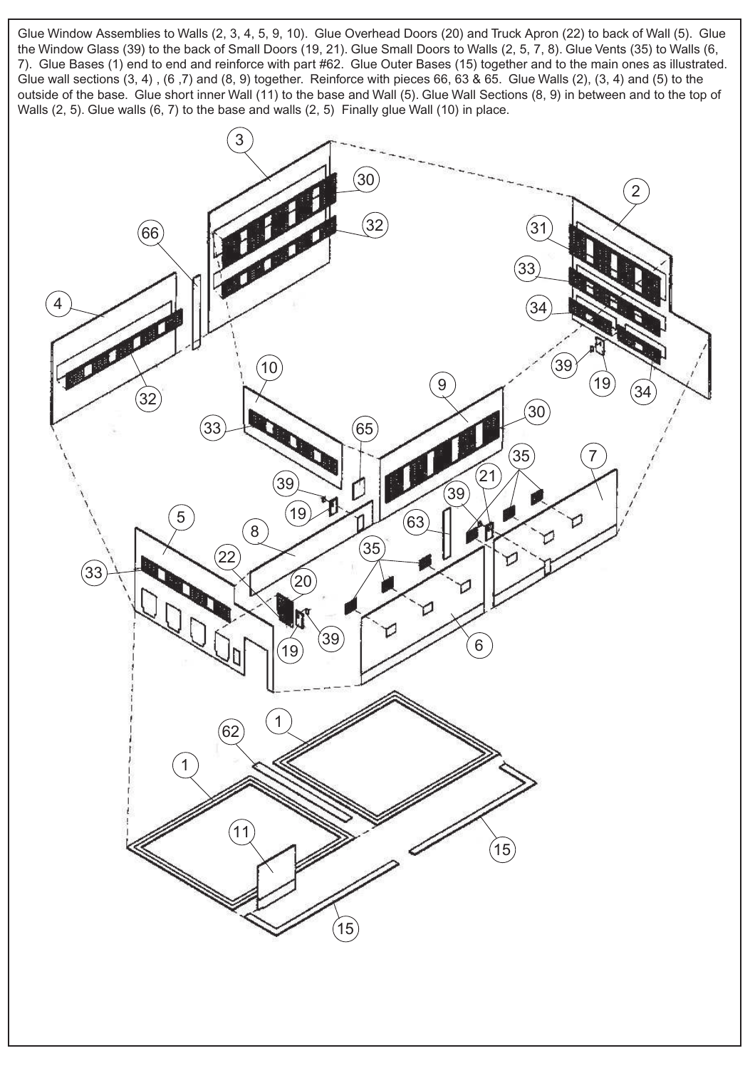Glue Window Assemblies to Walls (2, 3, 4, 5, 9, 10). Glue Overhead Doors (20) and Truck Apron (22) to back of Wall (5). Glue the Window Glass (39) to the back of Small Doors (19, 21). Glue Small Doors to Walls (2, 5, 7, 8). Glue Vents (35) to Walls (6, 7). Glue Bases (1) end to end and reinforce with part #62. Glue Outer Bases (15) together and to the main ones as illustrated. Glue wall sections (3, 4) , (6 ,7) and (8, 9) together. Reinforce with pieces 66, 63 & 65. Glue Walls (2), (3, 4) and (5) to the outside of the base. Glue short inner Wall (11) to the base and Wall (5). Glue Wall Sections (8, 9) in between and to the top of Walls (2, 5). Glue walls (6, 7) to the base and walls (2, 5) Finally glue Wall (10) in place.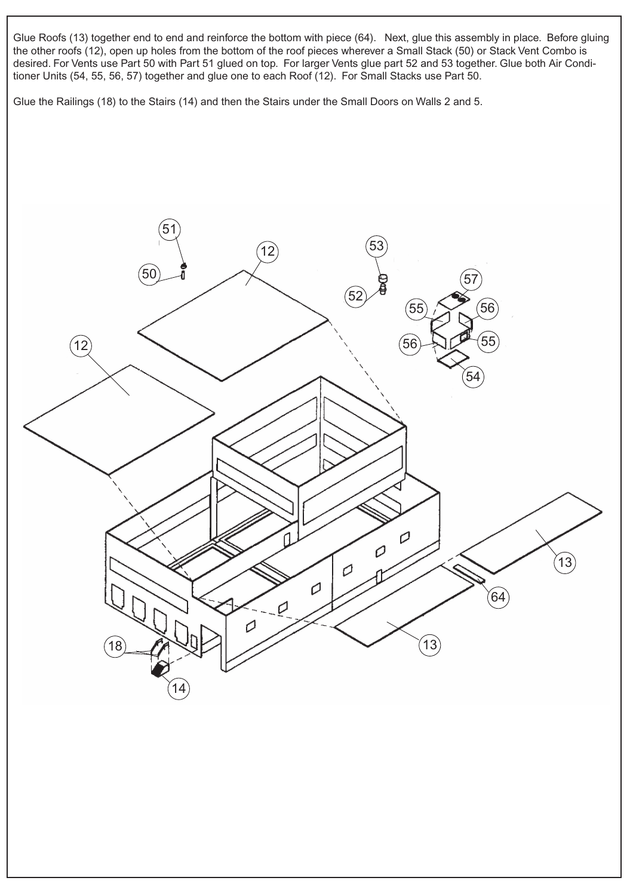Glue Roofs (13) together end to end and reinforce the bottom with piece (64). Next, glue this assembly in place. Before gluing the other roofs (12), open up holes from the bottom of the roof pieces wherever a Small Stack (50) or Stack Vent Combo is desired. For Vents use Part 50 with Part 51 glued on top. For larger Vents glue part 52 and 53 together. Glue both Air Conditioner Units (54, 55, 56, 57) together and glue one to each Roof (12). For Small Stacks use Part 50.

Glue the Railings (18) to the Stairs (14) and then the Stairs under the Small Doors on Walls 2 and 5.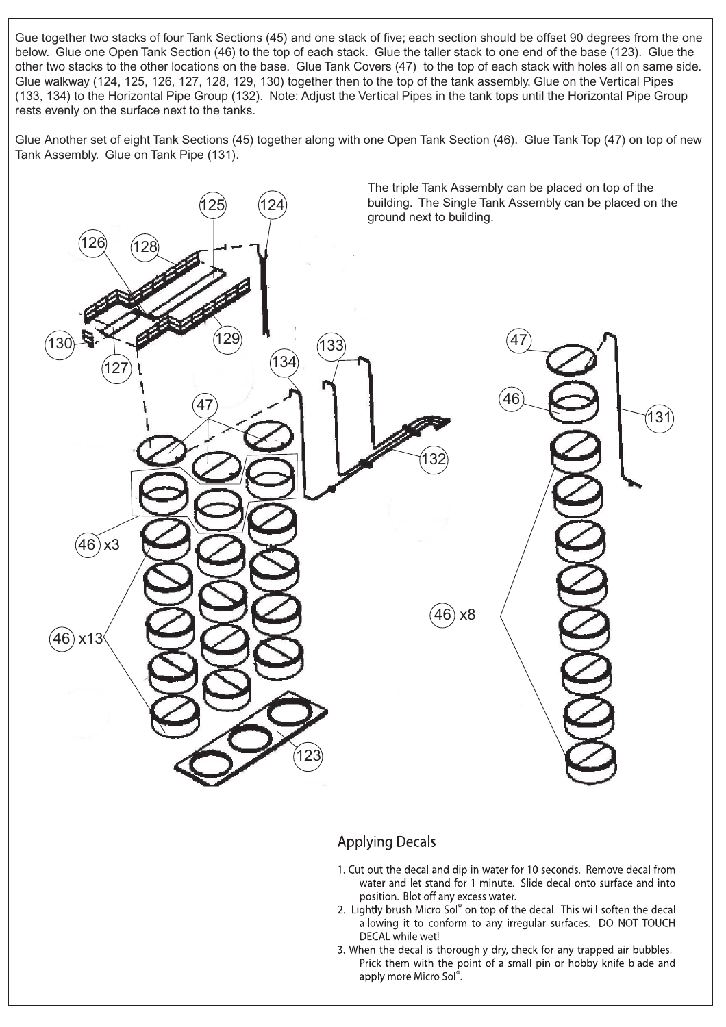Gue together two stacks of four Tank Sections (45) and one stack of five; each section should be offset 90 degrees from the one below. Glue one Open Tank Section (46) to the top of each stack. Glue the taller stack to one end of the base (123). Glue the other two stacks to the other locations on the base. Glue Tank Covers (47) to the top of each stack with holes all on same side. Glue walkway (124, 125, 126, 127, 128, 129, 130) together then to the top of the tank assembly. Glue on the Vertical Pipes (133, 134) to the Horizontal Pipe Group (132). Note: Adjust the Vertical Pipes in the tank tops until the Horizontal Pipe Group rests evenly on the surface next to the tanks.

Glue Another set of eight Tank Sections (45) together along with one Open Tank Section (46). Glue Tank Top (47) on top of new Tank Assembly. Glue on Tank Pipe (131).

The triple Tank Assembly can be placed on top of the building. The Single Tank Assembly can be placed on the ground next to building.

125
124
126
128
129
130
127
134
133
47
132
46 x3
46 x13
123
47
46
131
46 x8

## Applying Decals

1. Cut out the decal and dip in water for 10 seconds. Remove decal from water and let stand for 1 minute. Slide decal onto surface and into position. Blot off any excess water.
2. Lightly brush Micro Sol® on top of the decal. This will soften the decal allowing it to conform to any irregular surfaces. DO NOT TOUCH DECAL while wet!
3. When the decal is thoroughly dry, check for any trapped air bubbles. Prick them with the point of a small pin or hobby knife blade and apply more Micro Sol®.